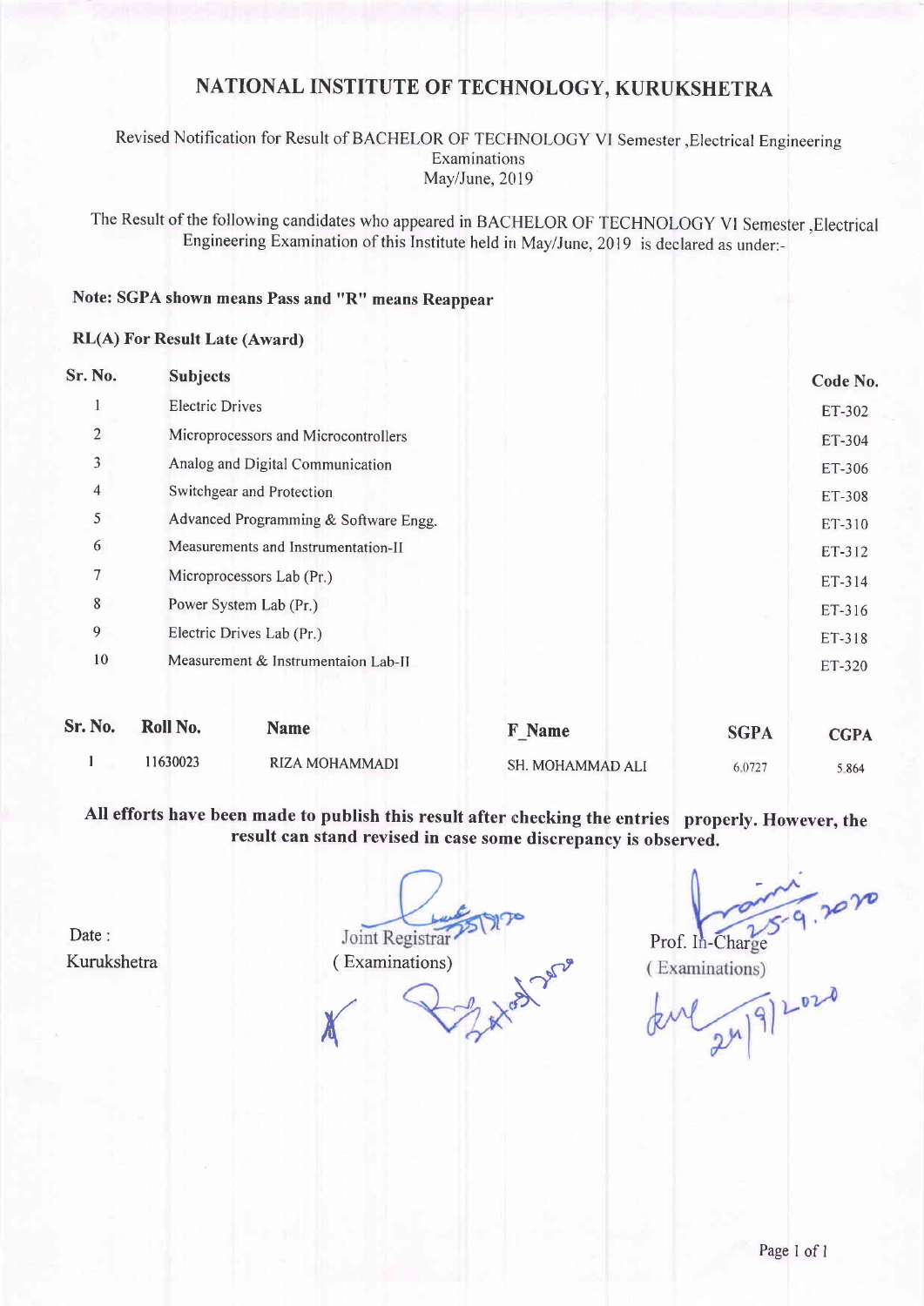# NATIONAL INSTITUTE OF TECHNOLOGY, KURUKSHETRA

Revised Notification for Result of BACHELOR OF TECHNOLOGY VI Semester ,Electrical Engineering Examinations
May/June, 2019

The Result of the following candidates who appeared in BACHELOR OF TECHNOLOGY VI Semester ,Electrical Engineering Examination of this Institute held in May/June, 2019 is declared as under:-

**Note: SGPA shown means Pass and "R" means Reappear**

**RL(A) For Result Late (Award)**

| Sr. No. | Subjects | Code No. |
|---|---|---|
| 1 | Electric Drives | ET-302 |
| 2 | Microprocessors and Microcontrollers | ET-304 |
| 3 | Analog and Digital Communication | ET-306 |
| 4 | Switchgear and Protection | ET-308 |
| 5 | Advanced Programming & Software Engg. | ET-310 |
| 6 | Measurements and Instrumentation-II | ET-312 |
| 7 | Microprocessors Lab (Pr.) | ET-314 |
| 8 | Power System Lab (Pr.) | ET-316 |
| 9 | Electric Drives Lab (Pr.) | ET-318 |
| 10 | Measurement & Instrumentaion Lab-II | ET-320 |

| Sr. No. | Roll No. | Name | F_Name | SGPA | CGPA |
|---|---|---|---|---|---|
| 1 | 11630023 | RIZA MOHAMMADI | SH. MOHAMMAD ALI | 6.0727 | 5.864 |

**All efforts have been made to publish this result after checking the entries properly. However, the result can stand revised in case some discrepancy is observed.**

Date :
Kurukshetra

Joint Registrar
( Examinations)

Prof. In-Charge
( Examinations)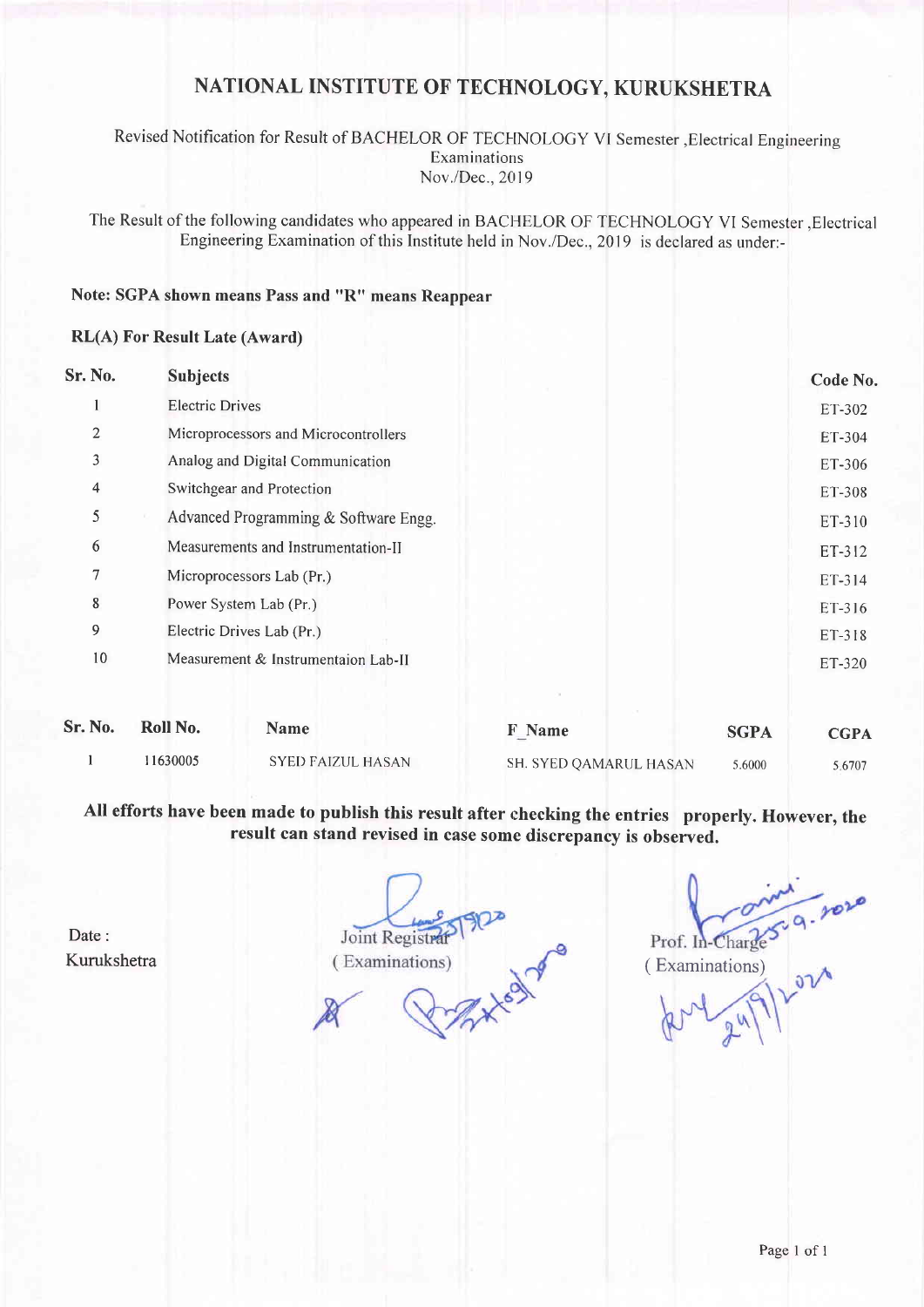# NATIONAL INSTITUTE OF TECHNOLOGY, KURUKSHETRA

Revised Notification for Result of BACHELOR OF TECHNOLOGY VI Semester ,Electrical Engineering Examinations
Nov./Dec., 2019

The Result of the following candidates who appeared in BACHELOR OF TECHNOLOGY VI Semester ,Electrical Engineering Examination of this Institute held in Nov./Dec., 2019 is declared as under:-

**Note: SGPA shown means Pass and "R" means Reappear**

**RL(A) For Result Late (Award)**

| Sr. No. | Subjects | Code No. |
|---|---|---|
| 1 | Electric Drives | ET-302 |
| 2 | Microprocessors and Microcontrollers | ET-304 |
| 3 | Analog and Digital Communication | ET-306 |
| 4 | Switchgear and Protection | ET-308 |
| 5 | Advanced Programming & Software Engg. | ET-310 |
| 6 | Measurements and Instrumentation-II | ET-312 |
| 7 | Microprocessors Lab (Pr.) | ET-314 |
| 8 | Power System Lab (Pr.) | ET-316 |
| 9 | Electric Drives Lab (Pr.) | ET-318 |
| 10 | Measurement & Instrumentaion Lab-II | ET-320 |

| Sr. No. | Roll No. | Name | F_Name | SGPA | CGPA |
|---|---|---|---|---|---|
| 1 | 11630005 | SYED FAIZUL HASAN | SH. SYED QAMARUL HASAN | 5.6000 | 5.6707 |

**All efforts have been made to publish this result after checking the entries properly. However, the result can stand revised in case some discrepancy is observed.**

Date :
Kurukshetra

Joint Registrar
( Examinations)

Prof. In-Charge
( Examinations)